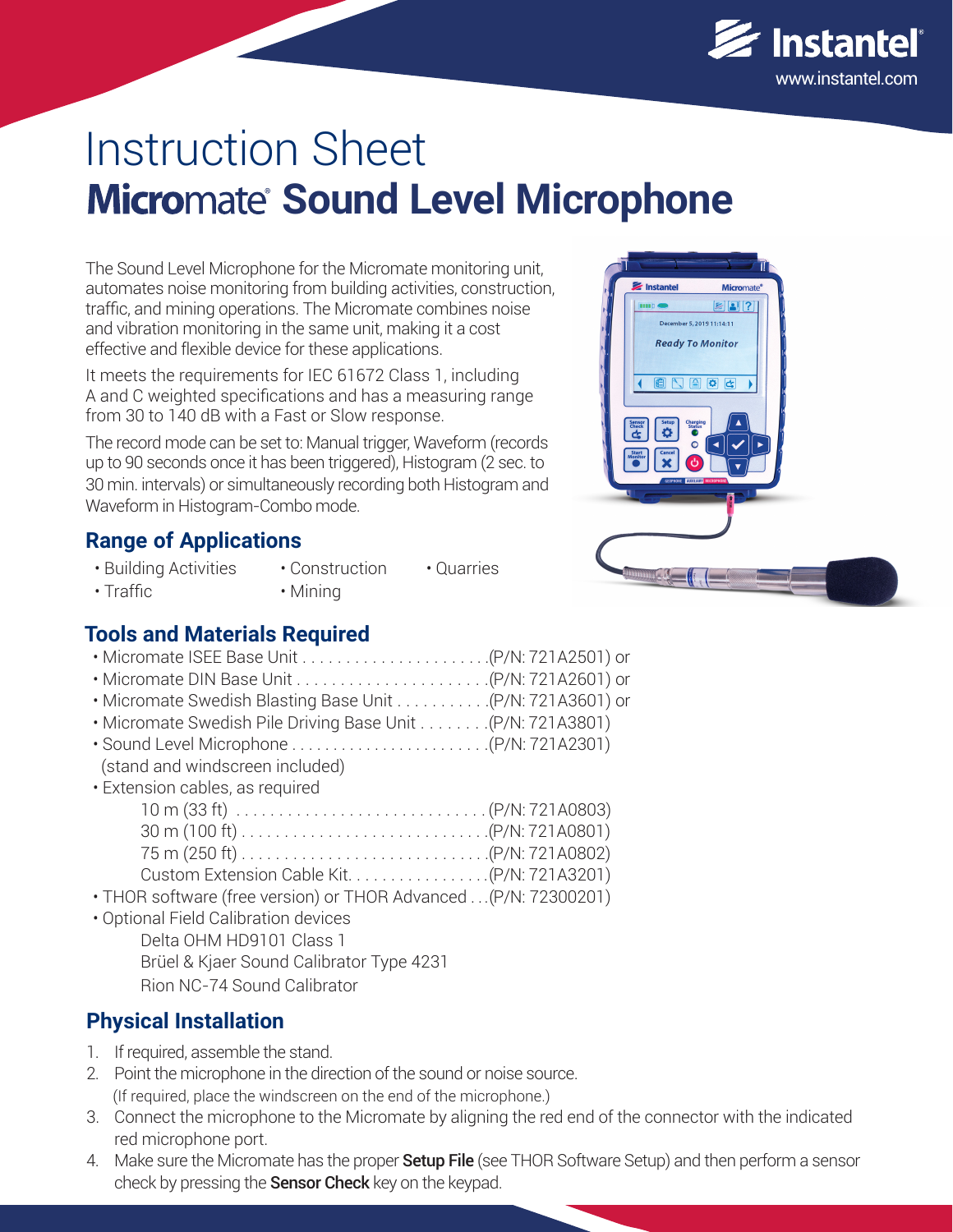# Instruction Sheet

## Micromate® Sound Level Microphone

The Sound Level Microphone for the Micromate monitoring unit, automates noise monitoring from building activities, construction, traffic, and mining operations. The Micromate combines noise and vibration monitoring in the same unit, making it a cost effective and flexible device for these applications.

It meets the requirements for IEC 61672 Class 1, including A and C weighted specifications and has a measuring range from 30 to 140 dB with a Fast or Slow response.

The record mode can be set to: Manual trigger, Waveform (records up to 90 seconds once it has been triggered), Histogram (2 sec. to 30 min. intervals) or simultaneously recording both Histogram and Waveform in Histogram-Combo mode.

## Range of Applications

- Building Activities
- Traffic
- Construction
- Mining
- Quarries

## Tools and Materials Required

- Micromate ISEE Base Unit . . . . . . . . . . . . . . . . . . . . . .(P/N: 721A2501) or
- Micromate DIN Base Unit . . . . . . . . . . . . . . . . . . . . . . .(P/N: 721A2601) or
- Micromate Swedish Blasting Base Unit . . . . . . . . . . . .(P/N: 721A3601) or
- Micromate Swedish Pile Driving Base Unit . . . . . . . . .(P/N: 721A3801)
- Sound Level Microphone . . . . . . . . . . . . . . . . . . . . . . . .(P/N: 721A2301) (stand and windscreen included)
- Extension cables, as required
  - 10 m (33 ft) . . . . . . . . . . . . . . . . . . . . . . . . . . . . . (P/N: 721A0803)
  - 30 m (100 ft) . . . . . . . . . . . . . . . . . . . . . . . . . . . . .(P/N: 721A0801)
  - 75 m (250 ft) . . . . . . . . . . . . . . . . . . . . . . . . . . . . .(P/N: 721A0802)
  - Custom Extension Cable Kit. . . . . . . . . . . . . . . . . .(P/N: 721A3201)
- THOR software (free version) or THOR Advanced . . .(P/N: 72300201)
- Optional Field Calibration devices
  - Delta OHM HD9101 Class 1
  - Brüel & Kjaer Sound Calibrator Type 4231
  - Rion NC-74 Sound Calibrator

## Physical Installation

1. If required, assemble the stand.
2. Point the microphone in the direction of the sound or noise source. (If required, place the windscreen on the end of the microphone.)
3. Connect the microphone to the Micromate by aligning the red end of the connector with the indicated red microphone port.
4. Make sure the Micromate has the proper **Setup File** (see THOR Software Setup) and then perform a sensor check by pressing the **Sensor Check** key on the keypad.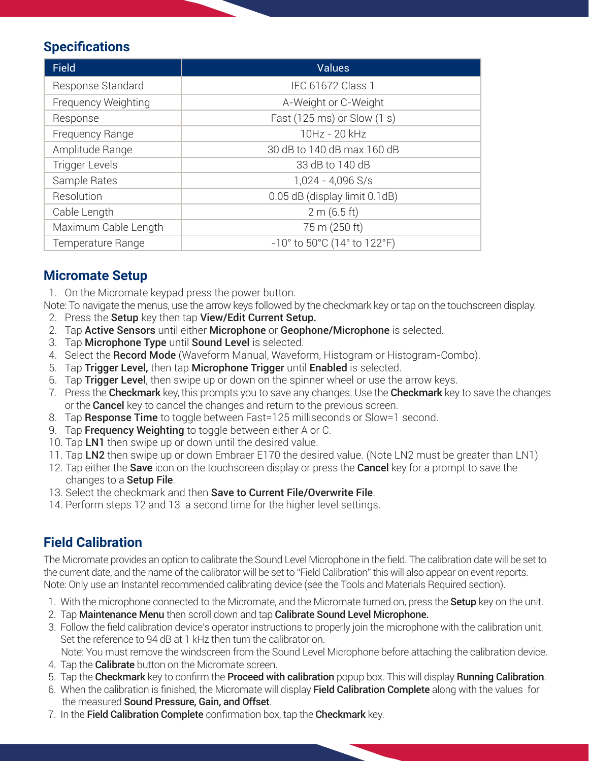## Specifications

| Field | Values |
|---|---|
| Response Standard | IEC 61672 Class 1 |
| Frequency Weighting | A-Weight or C-Weight |
| Response | Fast (125 ms) or Slow (1 s) |
| Frequency Range | 10Hz - 20 kHz |
| Amplitude Range | 30 dB to 140 dB max 160 dB |
| Trigger Levels | 33 dB to 140 dB |
| Sample Rates | 1,024 - 4,096 S/s |
| Resolution | 0.05 dB (display limit 0.1dB) |
| Cable Length | 2 m (6.5 ft) |
| Maximum Cable Length | 75 m (250 ft) |
| Temperature Range | -10° to 50°C (14° to 122°F) |

## Micromate Setup

1. On the Micromate keypad press the power button.

Note: To navigate the menus, use the arrow keys followed by the checkmark key or tap on the touchscreen display.

2. Press the **Setup** key then tap **View/Edit Current Setup.**
2. Tap **Active Sensors** until either **Microphone** or **Geophone/Microphone** is selected.
3. Tap **Microphone Type** until **Sound Level** is selected.
4. Select the **Record Mode** (Waveform Manual, Waveform, Histogram or Histogram-Combo).
5. Tap **Trigger Level,** then tap **Microphone Trigger** until **Enabled** is selected.
6. Tap **Trigger Level**, then swipe up or down on the spinner wheel or use the arrow keys.
7. Press the **Checkmark** key, this prompts you to save any changes. Use the **Checkmark** key to save the changes or the **Cancel** key to cancel the changes and return to the previous screen.
8. Tap **Response Time** to toggle between Fast=125 milliseconds or Slow=1 second.
9. Tap **Frequency Weighting** to toggle between either A or C.
10. Tap **LN1** then swipe up or down until the desired value.
11. Tap **LN2** then swipe up or down Embraer E170 the desired value. (Note LN2 must be greater than LN1)
12. Tap either the **Save** icon on the touchscreen display or press the **Cancel** key for a prompt to save the changes to a **Setup File**.
13. Select the checkmark and then **Save to Current File/Overwrite File**.
14. Perform steps 12 and 13 a second time for the higher level settings.

## Field Calibration

The Micromate provides an option to calibrate the Sound Level Microphone in the field. The calibration date will be set to the current date, and the name of the calibrator will be set to "Field Calibration" this will also appear on event reports. Note: Only use an Instantel recommended calibrating device (see the Tools and Materials Required section).

1. With the microphone connected to the Micromate, and the Micromate turned on, press the **Setup** key on the unit.
2. Tap **Maintenance Menu** then scroll down and tap **Calibrate Sound Level Microphone.**
3. Follow the field calibration device's operator instructions to properly join the microphone with the calibration unit. Set the reference to 94 dB at 1 kHz then turn the calibrator on.
   Note: You must remove the windscreen from the Sound Level Microphone before attaching the calibration device.
4. Tap the **Calibrate** button on the Micromate screen.
5. Tap the **Checkmark** key to confirm the **Proceed with calibration** popup box. This will display **Running Calibration**.
6. When the calibration is finished, the Micromate will display **Field Calibration Complete** along with the values for the measured **Sound Pressure, Gain, and Offset**.
7. In the **Field Calibration Complete** confirmation box, tap the **Checkmark** key.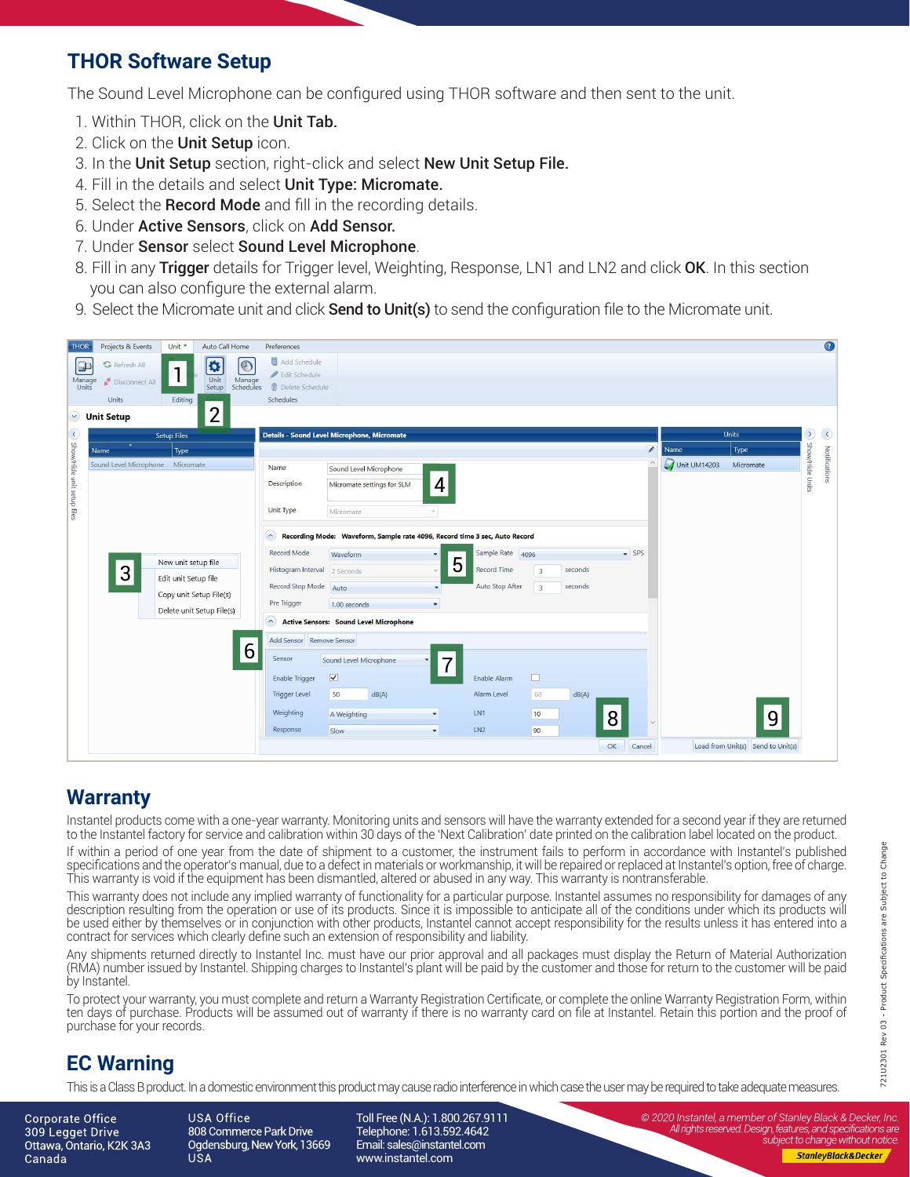## THOR Software Setup

The Sound Level Microphone can be configured using THOR software and then sent to the unit.

1. Within THOR, click on the **Unit Tab.**
2. Click on the **Unit Setup** icon.
3. In the **Unit Setup** section, right-click and select **New Unit Setup File.**
4. Fill in the details and select **Unit Type: Micromate.**
5. Select the **Record Mode** and fill in the recording details.
6. Under **Active Sensors**, click on **Add Sensor.**
7. Under **Sensor** select **Sound Level Microphone**.
8. Fill in any **Trigger** details for Trigger level, Weighting, Response, LN1 and LN2 and click **OK**. In this section you can also configure the external alarm.
9. Select the Micromate unit and click **Send to Unit(s)** to send the configuration file to the Micromate unit.

## Warranty

Instantel products come with a one-year warranty. Monitoring units and sensors will have the warranty extended for a second year if they are returned to the Instantel factory for service and calibration within 30 days of the 'Next Calibration' date printed on the calibration label located on the product.

If within a period of one year from the date of shipment to a customer, the instrument fails to perform in accordance with Instantel's published specifications and the operator's manual, due to a defect in materials or workmanship, it will be repaired or replaced at Instantel's option, free of charge. This warranty is void if the equipment has been dismantled, altered or abused in any way. This warranty is nontransferable.

This warranty does not include any implied warranty of functionality for a particular purpose. Instantel assumes no responsibility for damages of any description resulting from the operation or use of its products. Since it is impossible to anticipate all of the conditions under which its products will be used either by themselves or in conjunction with other products, Instantel cannot accept responsibility for the results unless it has entered into a contract for services which clearly define such an extension of responsibility and liability.

Any shipments returned directly to Instantel Inc. must have our prior approval and all packages must display the Return of Material Authorization (RMA) number issued by Instantel. Shipping charges to Instantel's plant will be paid by the customer and those for return to the customer will be paid by Instantel.

To protect your warranty, you must complete and return a Warranty Registration Certificate, or complete the online Warranty Registration Form, within ten days of purchase. Products will be assumed out of warranty if there is no warranty card on file at Instantel. Retain this portion and the proof of purchase for your records.

## EC Warning

This is a Class B product. In a domestic environment this product may cause radio interference in which case the user may be required to take adequate measures.

721U2301 Rev 03 - Product Specifications are Subject to Change

Corporate Office
309 Legget Drive
Ottawa, Ontario, K2K 3A3
Canada

USA Office
808 Commerce Park Drive
Ogdensburg, New York, 13669
USA

Toll Free (N.A.): 1.800.267.9111
Telephone: 1.613.592.4642
Email: sales@instantel.com
www.instantel.com

*© 2020 Instantel, a member of Stanley Black & Decker, Inc. All rights reserved. Design, features, and specifications are subject to change without notice.*

StanleyBlack&Decker